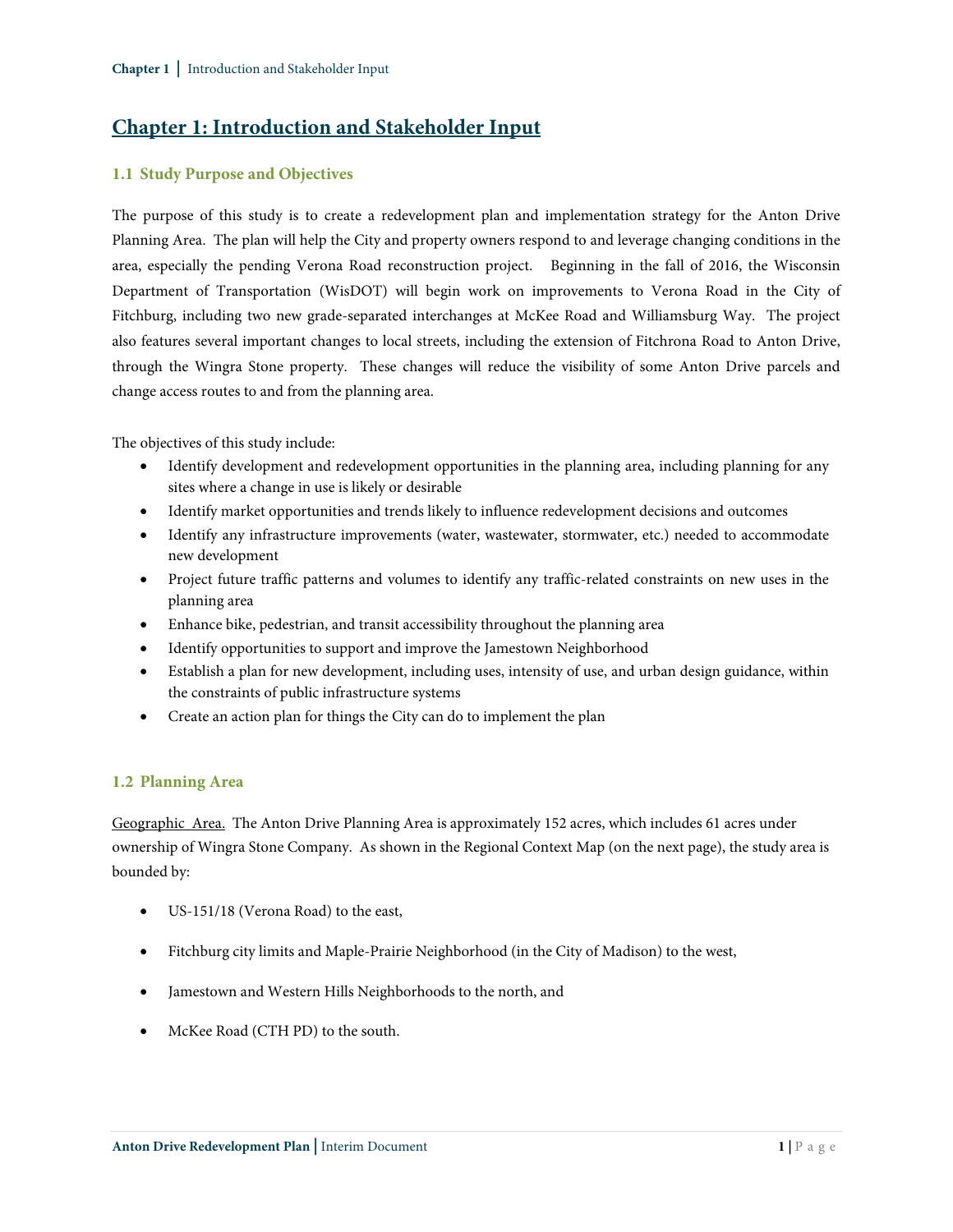# Chapter 1: Introduction and Stakeholder Input

## 1.1 Study Purpose and Objectives

The purpose of this study is to create a redevelopment plan and implementation strategy for the Anton Drive Planning Area. The plan will help the City and property owners respond to and leverage changing conditions in the area, especially the pending Verona Road reconstruction project. Beginning in the fall of 2016, the Wisconsin Department of Transportation (WisDOT) will begin work on improvements to Verona Road in the City of Fitchburg, including two new grade-separated interchanges at McKee Road and Williamsburg Way. The project also features several important changes to local streets, including the extension of Fitchrona Road to Anton Drive, through the Wingra Stone property. These changes will reduce the visibility of some Anton Drive parcels and change access routes to and from the planning area.

The objectives of this study include:

- Identify development and redevelopment opportunities in the planning area, including planning for any sites where a change in use is likely or desirable
- Identify market opportunities and trends likely to influence redevelopment decisions and outcomes
- Identify any infrastructure improvements (water, wastewater, stormwater, etc.) needed to accommodate new development
- Project future traffic patterns and volumes to identify any traffic-related constraints on new uses in the planning area
- Enhance bike, pedestrian, and transit accessibility throughout the planning area
- Identify opportunities to support and improve the Jamestown Neighborhood
- Establish a plan for new development, including uses, intensity of use, and urban design guidance, within the constraints of public infrastructure systems
- Create an action plan for things the City can do to implement the plan

## 1.2 Planning Area

Geographic Area. The Anton Drive Planning Area is approximately 152 acres, which includes 61 acres under ownership of Wingra Stone Company. As shown in the Regional Context Map (on the next page), the study area is bounded by:

- US-151/18 (Verona Road) to the east,
- Fitchburg city limits and Maple-Prairie Neighborhood (in the City of Madison) to the west,
- Jamestown and Western Hills Neighborhoods to the north, and
- McKee Road (CTH PD) to the south.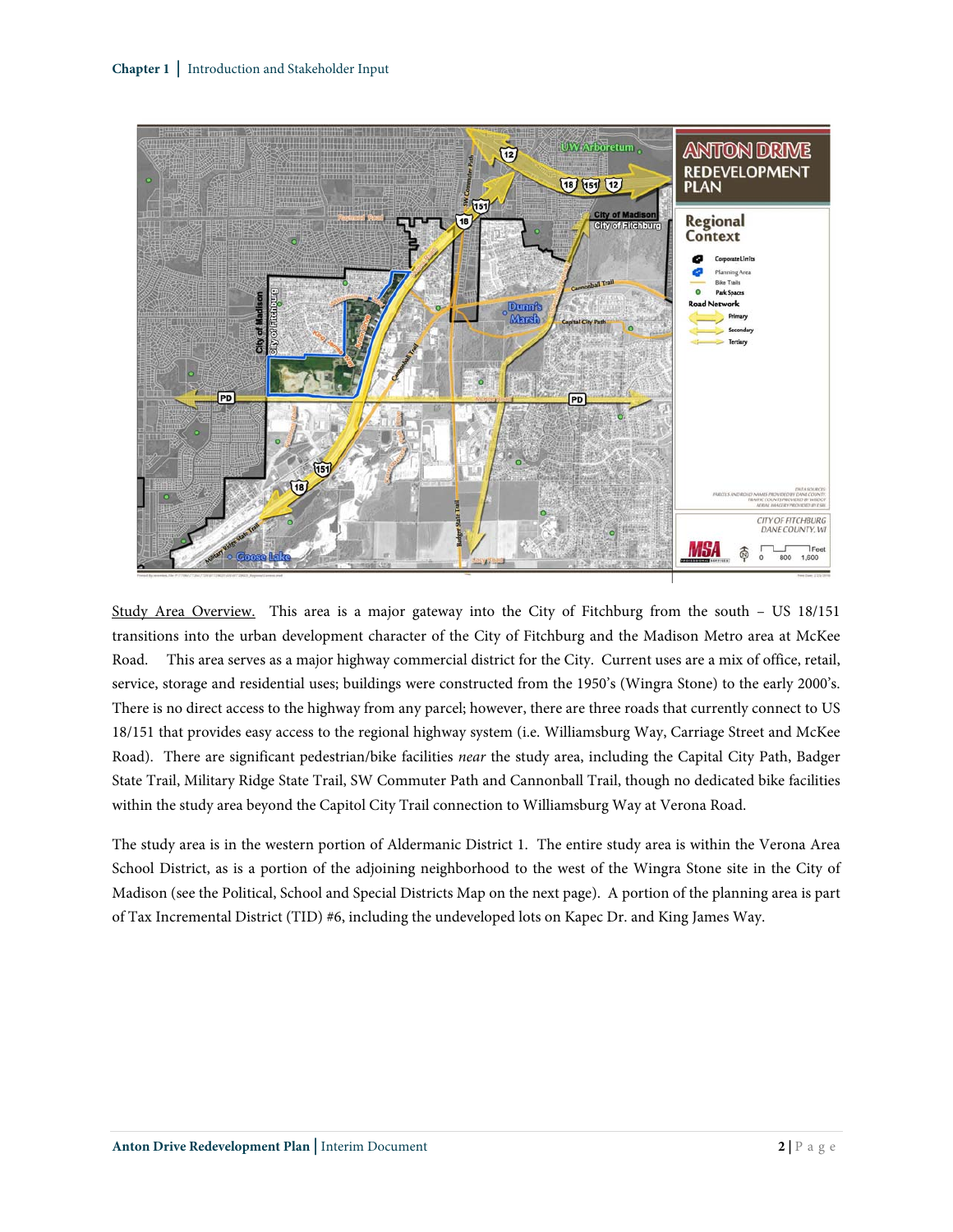Study Area Overview. This area is a major gateway into the City of Fitchburg from the south – US 18/151 transitions into the urban development character of the City of Fitchburg and the Madison Metro area at McKee Road. This area serves as a major highway commercial district for the City. Current uses are a mix of office, retail, service, storage and residential uses; buildings were constructed from the 1950's (Wingra Stone) to the early 2000's. There is no direct access to the highway from any parcel; however, there are three roads that currently connect to US 18/151 that provides easy access to the regional highway system (i.e. Williamsburg Way, Carriage Street and McKee Road). There are significant pedestrian/bike facilities *near* the study area, including the Capital City Path, Badger State Trail, Military Ridge State Trail, SW Commuter Path and Cannonball Trail, though no dedicated bike facilities within the study area beyond the Capitol City Trail connection to Williamsburg Way at Verona Road.

The study area is in the western portion of Aldermanic District 1. The entire study area is within the Verona Area School District, as is a portion of the adjoining neighborhood to the west of the Wingra Stone site in the City of Madison (see the Political, School and Special Districts Map on the next page). A portion of the planning area is part of Tax Incremental District (TID) #6, including the undeveloped lots on Kapec Dr. and King James Way.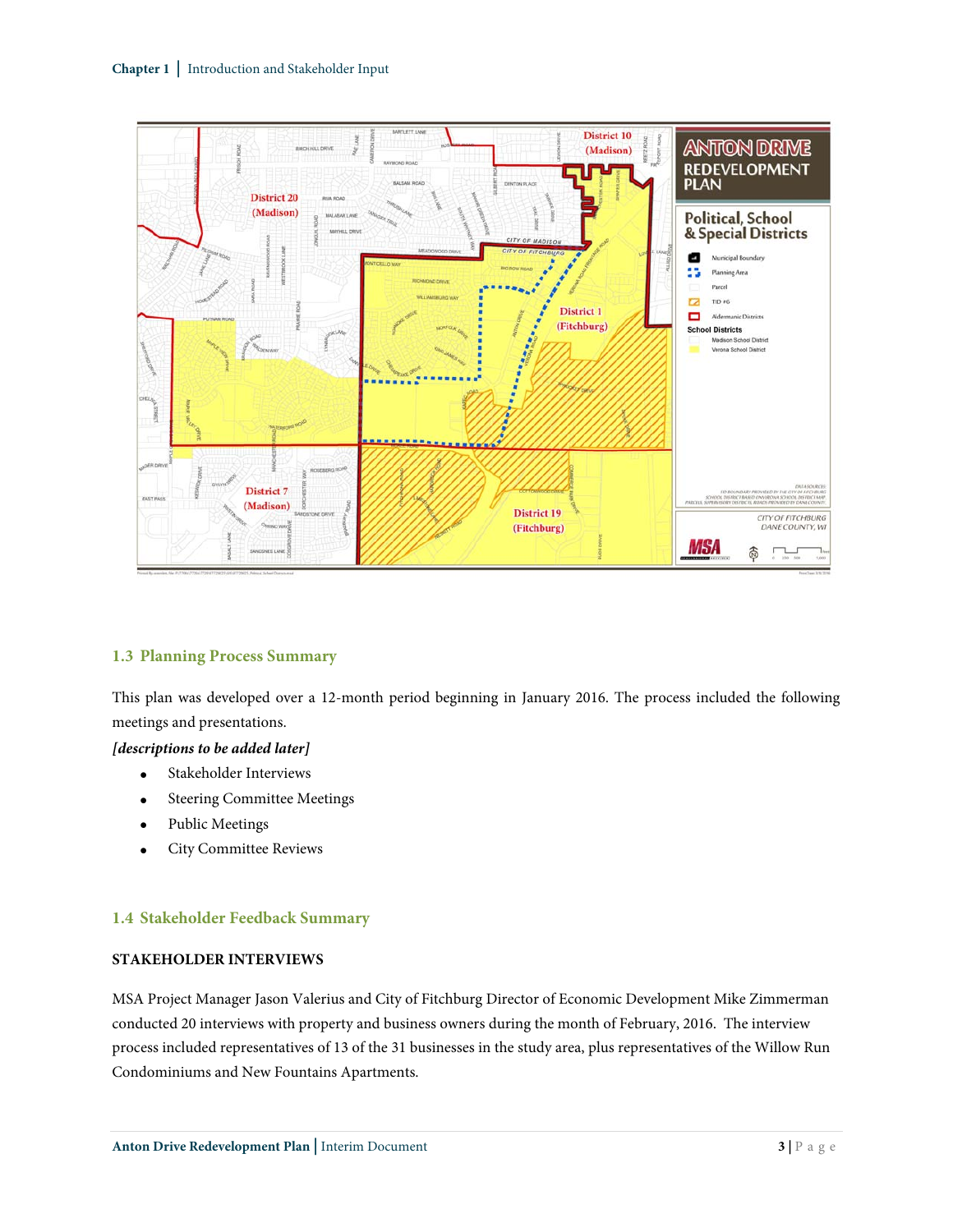## 1.3 Planning Process Summary

This plan was developed over a 12-month period beginning in January 2016. The process included the following meetings and presentations.

***[descriptions to be added later]***

- Stakeholder Interviews
- Steering Committee Meetings
- Public Meetings
- City Committee Reviews

## 1.4 Stakeholder Feedback Summary

### STAKEHOLDER INTERVIEWS

MSA Project Manager Jason Valerius and City of Fitchburg Director of Economic Development Mike Zimmerman conducted 20 interviews with property and business owners during the month of February, 2016. The interview process included representatives of 13 of the 31 businesses in the study area, plus representatives of the Willow Run Condominiums and New Fountains Apartments.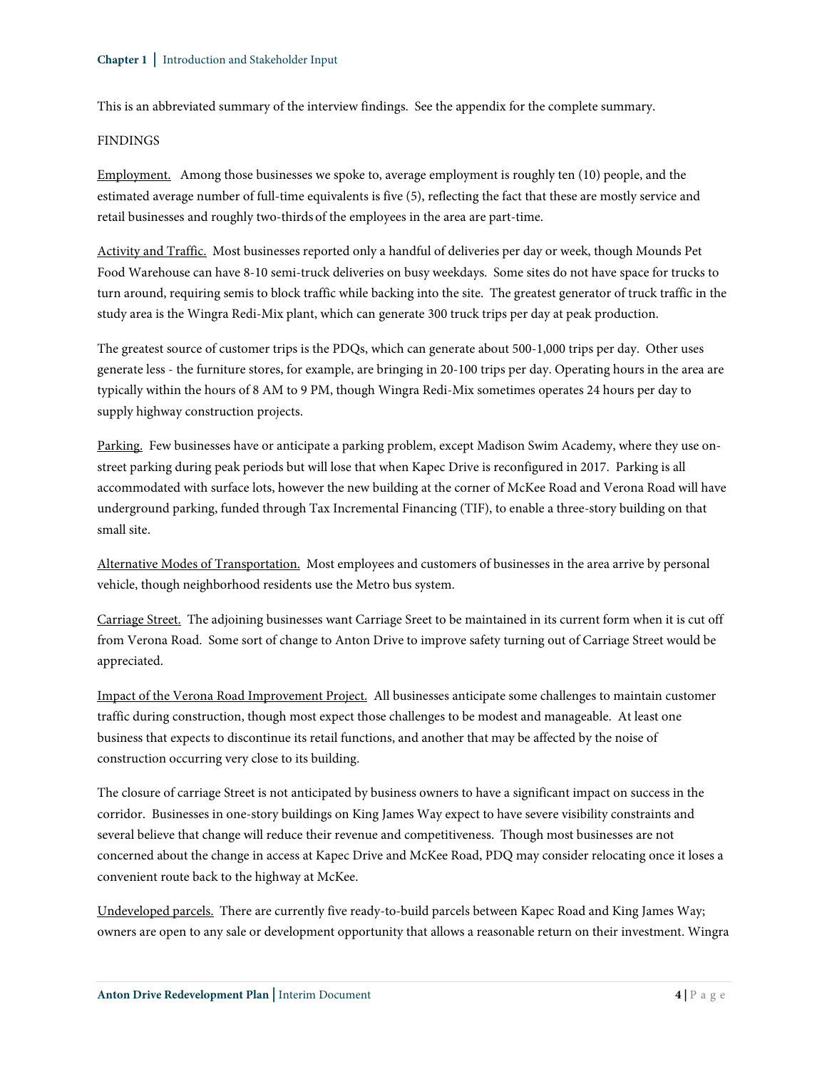This is an abbreviated summary of the interview findings. See the appendix for the complete summary.

FINDINGS

Employment. Among those businesses we spoke to, average employment is roughly ten (10) people, and the estimated average number of full-time equivalents is five (5), reflecting the fact that these are mostly service and retail businesses and roughly two-thirds of the employees in the area are part-time.

Activity and Traffic. Most businesses reported only a handful of deliveries per day or week, though Mounds Pet Food Warehouse can have 8-10 semi-truck deliveries on busy weekdays. Some sites do not have space for trucks to turn around, requiring semis to block traffic while backing into the site. The greatest generator of truck traffic in the study area is the Wingra Redi-Mix plant, which can generate 300 truck trips per day at peak production.

The greatest source of customer trips is the PDQs, which can generate about 500-1,000 trips per day. Other uses generate less - the furniture stores, for example, are bringing in 20-100 trips per day. Operating hours in the area are typically within the hours of 8 AM to 9 PM, though Wingra Redi-Mix sometimes operates 24 hours per day to supply highway construction projects.

Parking. Few businesses have or anticipate a parking problem, except Madison Swim Academy, where they use on-street parking during peak periods but will lose that when Kapec Drive is reconfigured in 2017. Parking is all accommodated with surface lots, however the new building at the corner of McKee Road and Verona Road will have underground parking, funded through Tax Incremental Financing (TIF), to enable a three-story building on that small site.

Alternative Modes of Transportation. Most employees and customers of businesses in the area arrive by personal vehicle, though neighborhood residents use the Metro bus system.

Carriage Street. The adjoining businesses want Carriage Sreet to be maintained in its current form when it is cut off from Verona Road. Some sort of change to Anton Drive to improve safety turning out of Carriage Street would be appreciated.

Impact of the Verona Road Improvement Project. All businesses anticipate some challenges to maintain customer traffic during construction, though most expect those challenges to be modest and manageable. At least one business that expects to discontinue its retail functions, and another that may be affected by the noise of construction occurring very close to its building.

The closure of carriage Street is not anticipated by business owners to have a significant impact on success in the corridor. Businesses in one-story buildings on King James Way expect to have severe visibility constraints and several believe that change will reduce their revenue and competitiveness. Though most businesses are not concerned about the change in access at Kapec Drive and McKee Road, PDQ may consider relocating once it loses a convenient route back to the highway at McKee.

Undeveloped parcels. There are currently five ready-to-build parcels between Kapec Road and King James Way; owners are open to any sale or development opportunity that allows a reasonable return on their investment. Wingra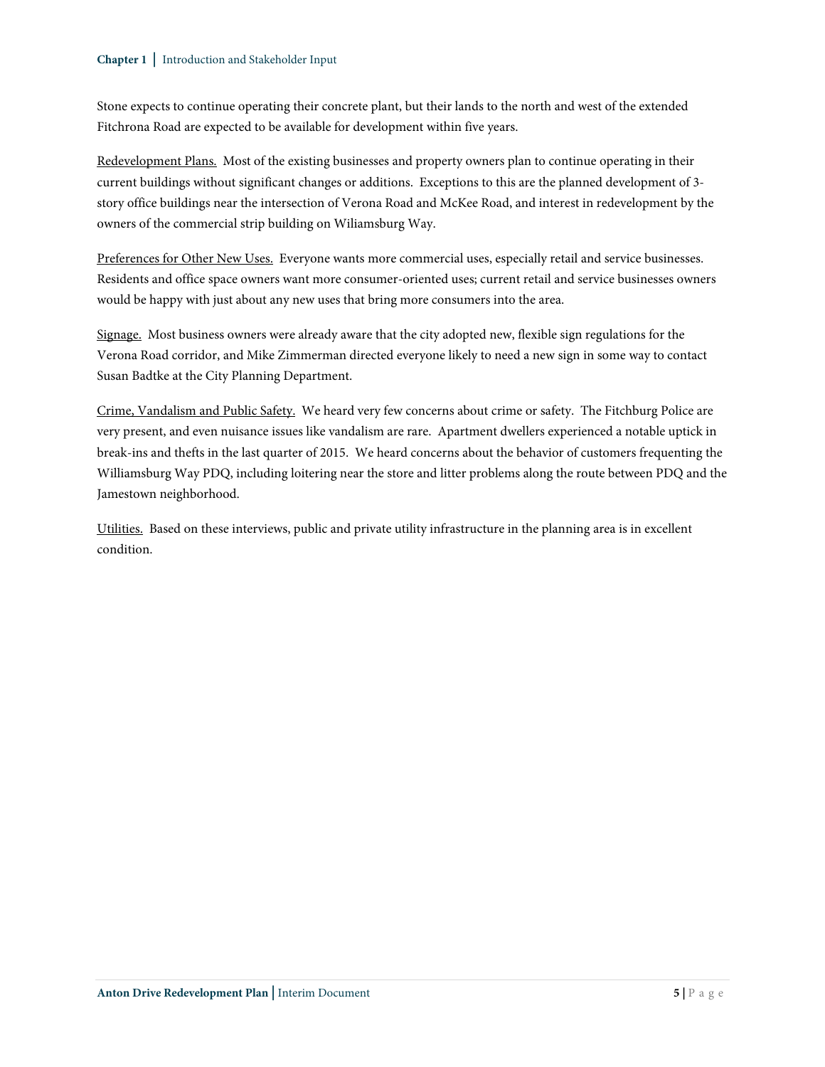Stone expects to continue operating their concrete plant, but their lands to the north and west of the extended Fitchrona Road are expected to be available for development within five years.

Redevelopment Plans. Most of the existing businesses and property owners plan to continue operating in their current buildings without significant changes or additions. Exceptions to this are the planned development of 3-story office buildings near the intersection of Verona Road and McKee Road, and interest in redevelopment by the owners of the commercial strip building on Wiliamsburg Way.

Preferences for Other New Uses. Everyone wants more commercial uses, especially retail and service businesses. Residents and office space owners want more consumer-oriented uses; current retail and service businesses owners would be happy with just about any new uses that bring more consumers into the area.

Signage. Most business owners were already aware that the city adopted new, flexible sign regulations for the Verona Road corridor, and Mike Zimmerman directed everyone likely to need a new sign in some way to contact Susan Badtke at the City Planning Department.

Crime, Vandalism and Public Safety. We heard very few concerns about crime or safety. The Fitchburg Police are very present, and even nuisance issues like vandalism are rare. Apartment dwellers experienced a notable uptick in break-ins and thefts in the last quarter of 2015. We heard concerns about the behavior of customers frequenting the Williamsburg Way PDQ, including loitering near the store and litter problems along the route between PDQ and the Jamestown neighborhood.

Utilities. Based on these interviews, public and private utility infrastructure in the planning area is in excellent condition.